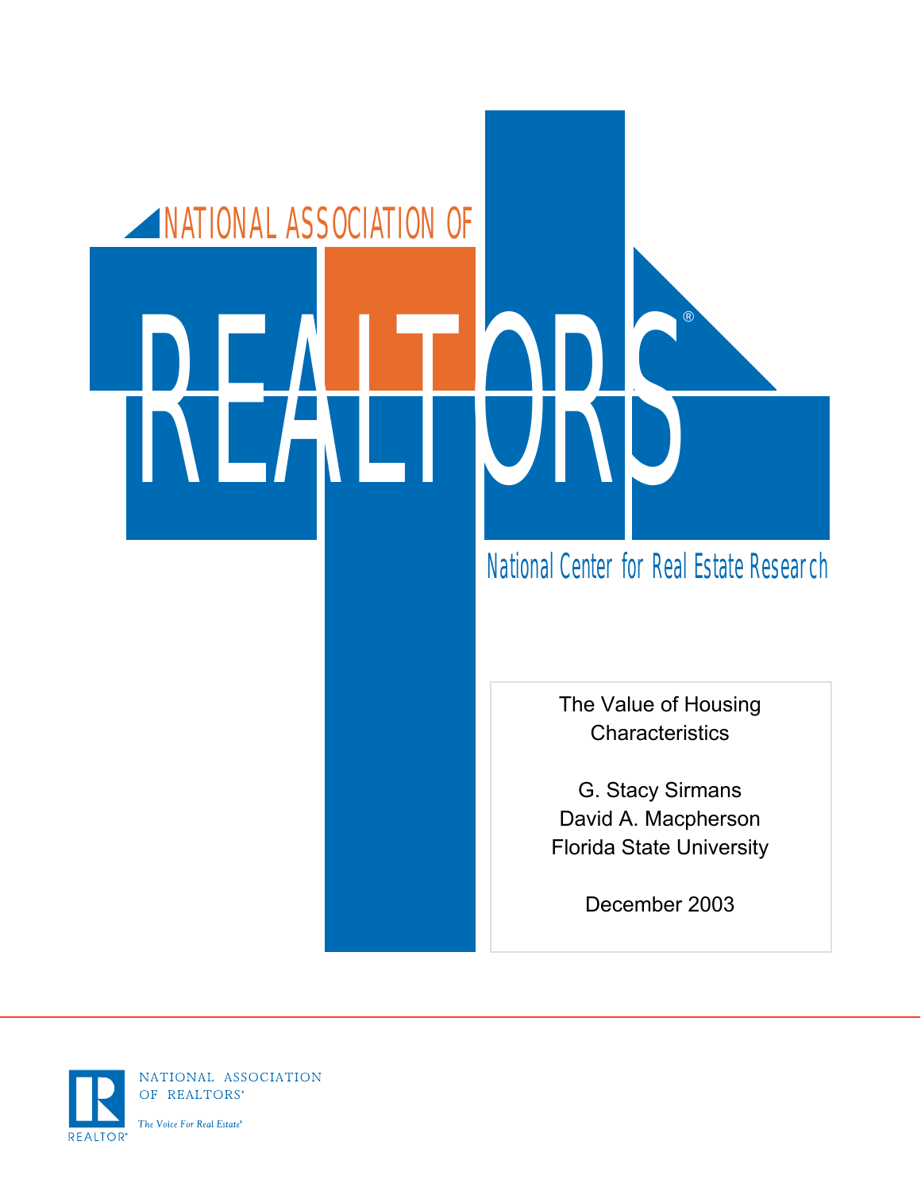NATIONAL ASSOCIATION OF

# REALTORS®

National Center for Real Estate Research

## The Value of Housing Characteristics

G. Stacy Sirmans
David A. Macpherson
Florida State University

December 2003

NATIONAL ASSOCIATION OF REALTORS®

*The Voice For Real Estate®*

REALTOR®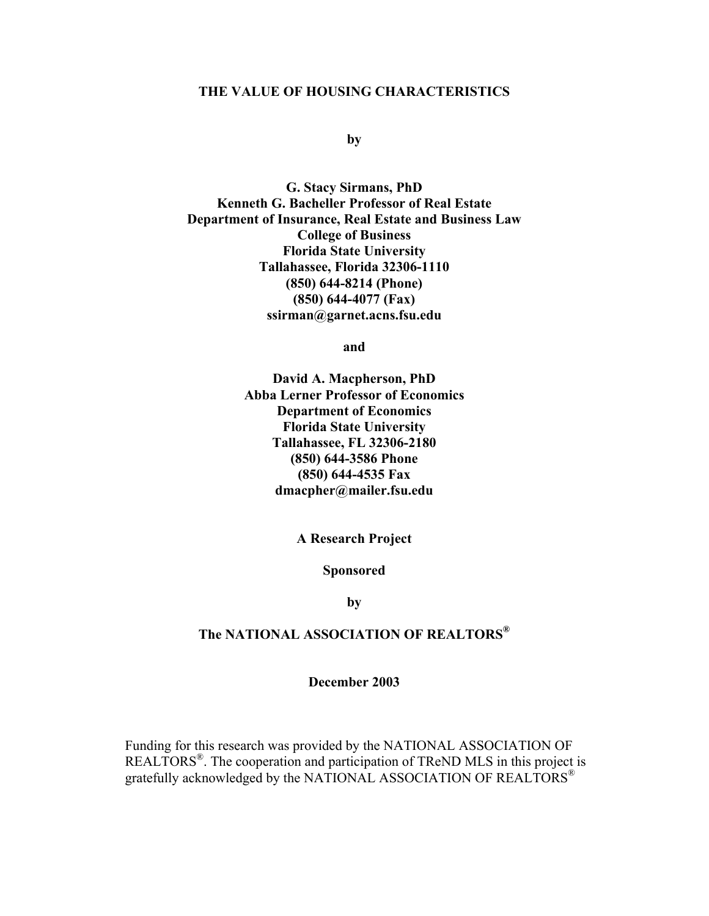# THE VALUE OF HOUSING CHARACTERISTICS

**by**

**G. Stacy Sirmans, PhD**
**Kenneth G. Bacheller Professor of Real Estate**
**Department of Insurance, Real Estate and Business Law**
**College of Business**
**Florida State University**
**Tallahassee, Florida 32306-1110**
**(850) 644-8214 (Phone)**
**(850) 644-4077 (Fax)**
**ssirman@garnet.acns.fsu.edu**

**and**

**David A. Macpherson, PhD**
**Abba Lerner Professor of Economics**
**Department of Economics**
**Florida State University**
**Tallahassee, FL 32306-2180**
**(850) 644-3586 Phone**
**(850) 644-4535 Fax**
**dmacpher@mailer.fsu.edu**

**A Research Project**

**Sponsored**

**by**

**The NATIONAL ASSOCIATION OF REALTORS®**

**December 2003**

Funding for this research was provided by the NATIONAL ASSOCIATION OF REALTORS®. The cooperation and participation of TReND MLS in this project is gratefully acknowledged by the NATIONAL ASSOCIATION OF REALTORS®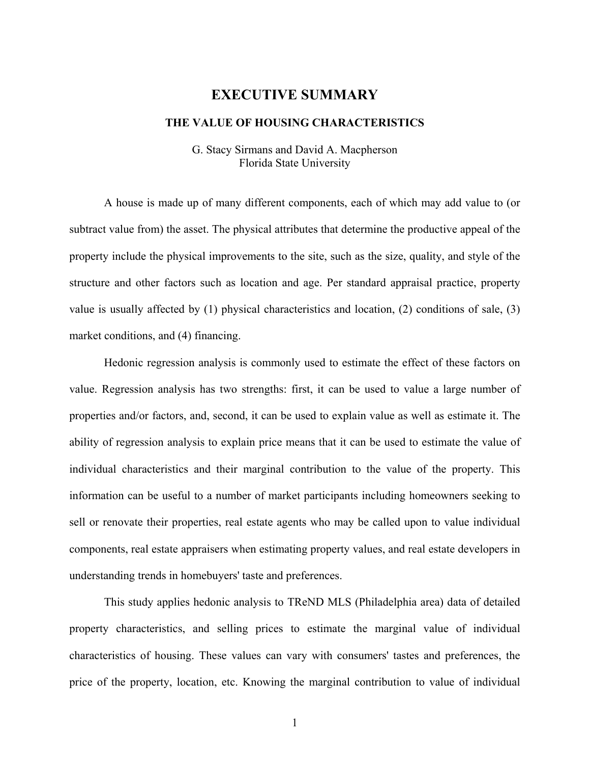# EXECUTIVE SUMMARY

## THE VALUE OF HOUSING CHARACTERISTICS

G. Stacy Sirmans and David A. Macpherson
Florida State University

A house is made up of many different components, each of which may add value to (or subtract value from) the asset. The physical attributes that determine the productive appeal of the property include the physical improvements to the site, such as the size, quality, and style of the structure and other factors such as location and age. Per standard appraisal practice, property value is usually affected by (1) physical characteristics and location, (2) conditions of sale, (3) market conditions, and (4) financing.

Hedonic regression analysis is commonly used to estimate the effect of these factors on value. Regression analysis has two strengths: first, it can be used to value a large number of properties and/or factors, and, second, it can be used to explain value as well as estimate it. The ability of regression analysis to explain price means that it can be used to estimate the value of individual characteristics and their marginal contribution to the value of the property. This information can be useful to a number of market participants including homeowners seeking to sell or renovate their properties, real estate agents who may be called upon to value individual components, real estate appraisers when estimating property values, and real estate developers in understanding trends in homebuyers' taste and preferences.

This study applies hedonic analysis to TReND MLS (Philadelphia area) data of detailed property characteristics, and selling prices to estimate the marginal value of individual characteristics of housing. These values can vary with consumers' tastes and preferences, the price of the property, location, etc. Knowing the marginal contribution to value of individual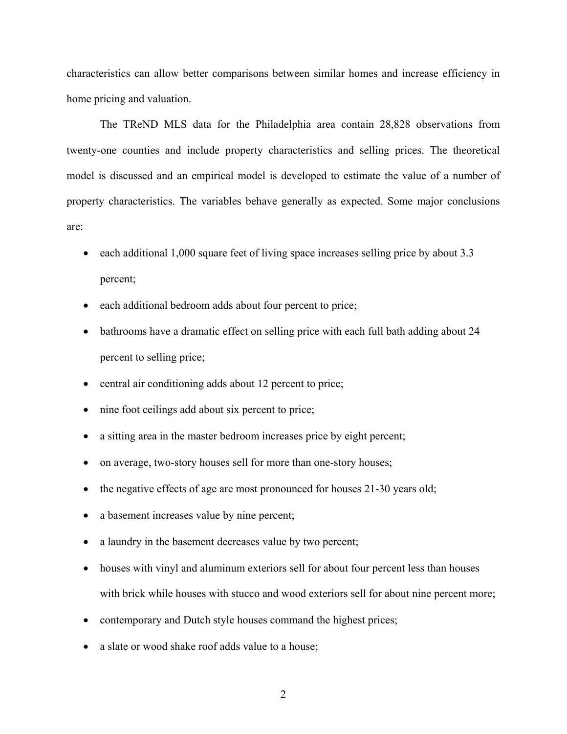characteristics can allow better comparisons between similar homes and increase efficiency in home pricing and valuation.

The TReND MLS data for the Philadelphia area contain 28,828 observations from twenty-one counties and include property characteristics and selling prices. The theoretical model is discussed and an empirical model is developed to estimate the value of a number of property characteristics. The variables behave generally as expected. Some major conclusions are:

- each additional 1,000 square feet of living space increases selling price by about 3.3 percent;
- each additional bedroom adds about four percent to price;
- bathrooms have a dramatic effect on selling price with each full bath adding about 24 percent to selling price;
- central air conditioning adds about 12 percent to price;
- nine foot ceilings add about six percent to price;
- a sitting area in the master bedroom increases price by eight percent;
- on average, two-story houses sell for more than one-story houses;
- the negative effects of age are most pronounced for houses 21-30 years old;
- a basement increases value by nine percent;
- a laundry in the basement decreases value by two percent;
- houses with vinyl and aluminum exteriors sell for about four percent less than houses with brick while houses with stucco and wood exteriors sell for about nine percent more;
- contemporary and Dutch style houses command the highest prices;
- a slate or wood shake roof adds value to a house;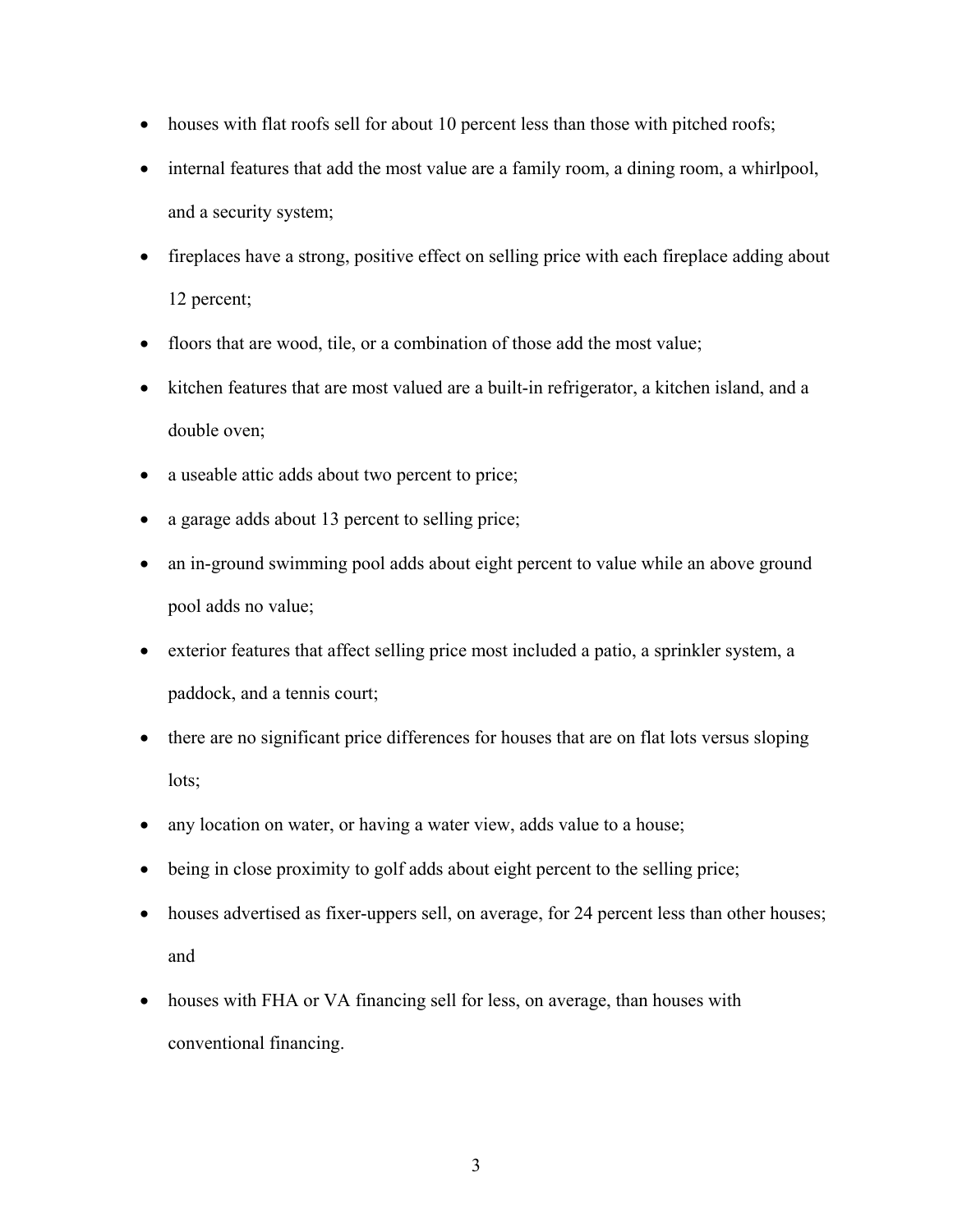- houses with flat roofs sell for about 10 percent less than those with pitched roofs;
- internal features that add the most value are a family room, a dining room, a whirlpool, and a security system;
- fireplaces have a strong, positive effect on selling price with each fireplace adding about 12 percent;
- floors that are wood, tile, or a combination of those add the most value;
- kitchen features that are most valued are a built-in refrigerator, a kitchen island, and a double oven;
- a useable attic adds about two percent to price;
- a garage adds about 13 percent to selling price;
- an in-ground swimming pool adds about eight percent to value while an above ground pool adds no value;
- exterior features that affect selling price most included a patio, a sprinkler system, a paddock, and a tennis court;
- there are no significant price differences for houses that are on flat lots versus sloping lots;
- any location on water, or having a water view, adds value to a house;
- being in close proximity to golf adds about eight percent to the selling price;
- houses advertised as fixer-uppers sell, on average, for 24 percent less than other houses; and
- houses with FHA or VA financing sell for less, on average, than houses with conventional financing.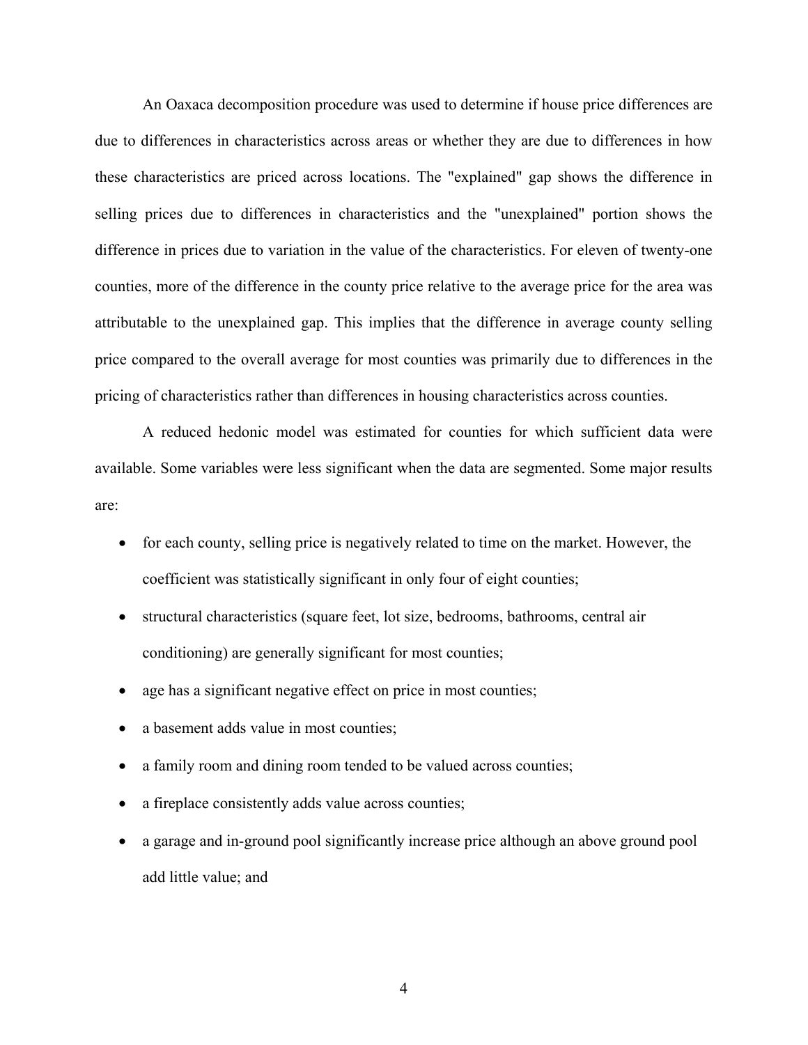An Oaxaca decomposition procedure was used to determine if house price differences are due to differences in characteristics across areas or whether they are due to differences in how these characteristics are priced across locations. The "explained" gap shows the difference in selling prices due to differences in characteristics and the "unexplained" portion shows the difference in prices due to variation in the value of the characteristics. For eleven of twenty-one counties, more of the difference in the county price relative to the average price for the area was attributable to the unexplained gap. This implies that the difference in average county selling price compared to the overall average for most counties was primarily due to differences in the pricing of characteristics rather than differences in housing characteristics across counties.

A reduced hedonic model was estimated for counties for which sufficient data were available. Some variables were less significant when the data are segmented. Some major results are:

- for each county, selling price is negatively related to time on the market. However, the coefficient was statistically significant in only four of eight counties;
- structural characteristics (square feet, lot size, bedrooms, bathrooms, central air conditioning) are generally significant for most counties;
- age has a significant negative effect on price in most counties;
- a basement adds value in most counties;
- a family room and dining room tended to be valued across counties;
- a fireplace consistently adds value across counties;
- a garage and in-ground pool significantly increase price although an above ground pool add little value; and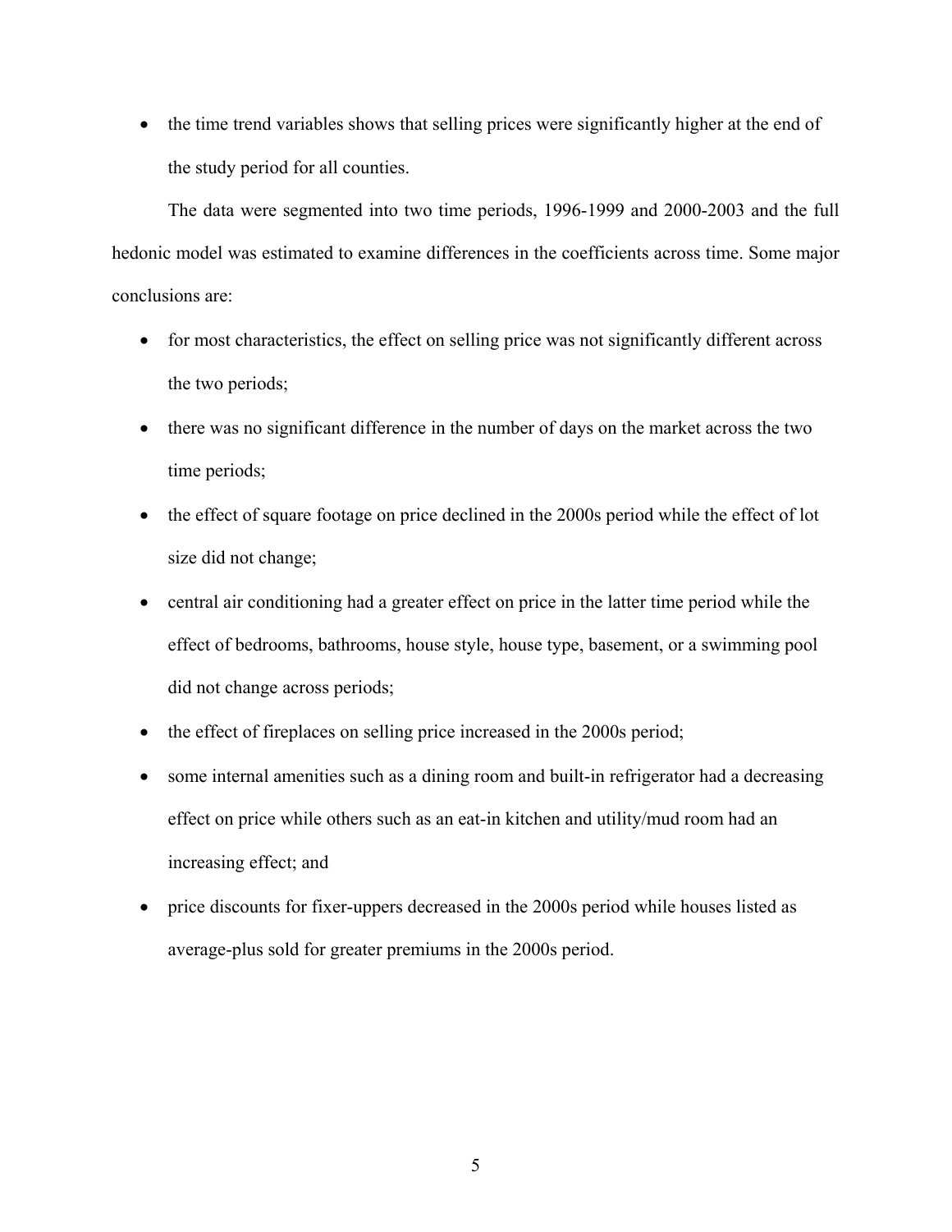- the time trend variables shows that selling prices were significantly higher at the end of the study period for all counties.

The data were segmented into two time periods, 1996-1999 and 2000-2003 and the full hedonic model was estimated to examine differences in the coefficients across time. Some major conclusions are:

- for most characteristics, the effect on selling price was not significantly different across the two periods;
- there was no significant difference in the number of days on the market across the two time periods;
- the effect of square footage on price declined in the 2000s period while the effect of lot size did not change;
- central air conditioning had a greater effect on price in the latter time period while the effect of bedrooms, bathrooms, house style, house type, basement, or a swimming pool did not change across periods;
- the effect of fireplaces on selling price increased in the 2000s period;
- some internal amenities such as a dining room and built-in refrigerator had a decreasing effect on price while others such as an eat-in kitchen and utility/mud room had an increasing effect; and
- price discounts for fixer-uppers decreased in the 2000s period while houses listed as average-plus sold for greater premiums in the 2000s period.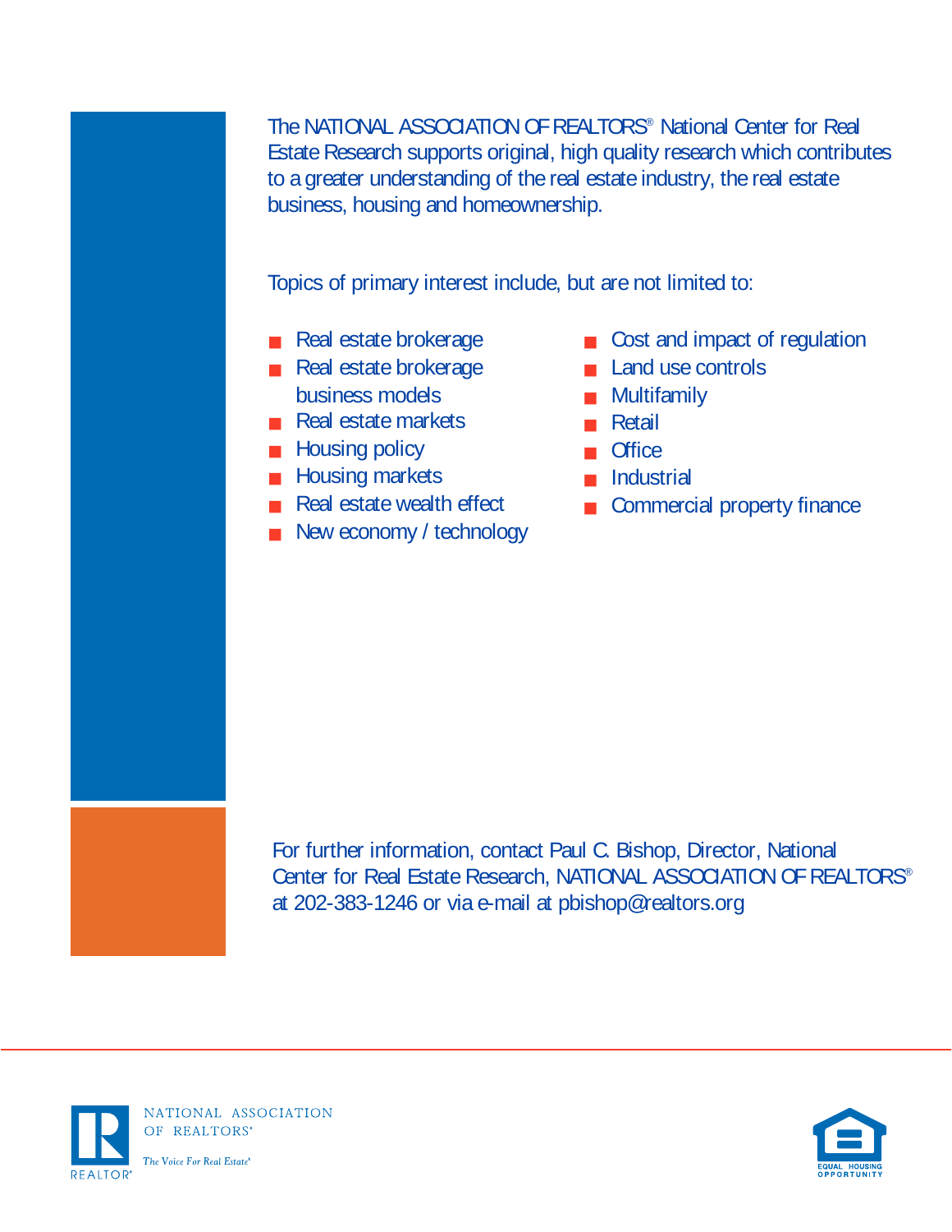The NATIONAL ASSOCIATION OF REALTORS® National Center for Real Estate Research supports original, high quality research which contributes to a greater understanding of the real estate industry, the real estate business, housing and homeownership.

Topics of primary interest include, but are not limited to:

- Real estate brokerage
- Real estate brokerage business models
- Real estate markets
- Housing policy
- Housing markets
- Real estate wealth effect
- New economy / technology
- Cost and impact of regulation
- Land use controls
- Multifamily
- Retail
- Office
- Industrial
- Commercial property finance

For further information, contact Paul C. Bishop, Director, National Center for Real Estate Research, NATIONAL ASSOCIATION OF REALTORS® at 202-383-1246 or via e-mail at pbishop@realtors.org

NATIONAL ASSOCIATION OF REALTORS®

*The Voice For Real Estate®*

EQUAL HOUSING OPPORTUNITY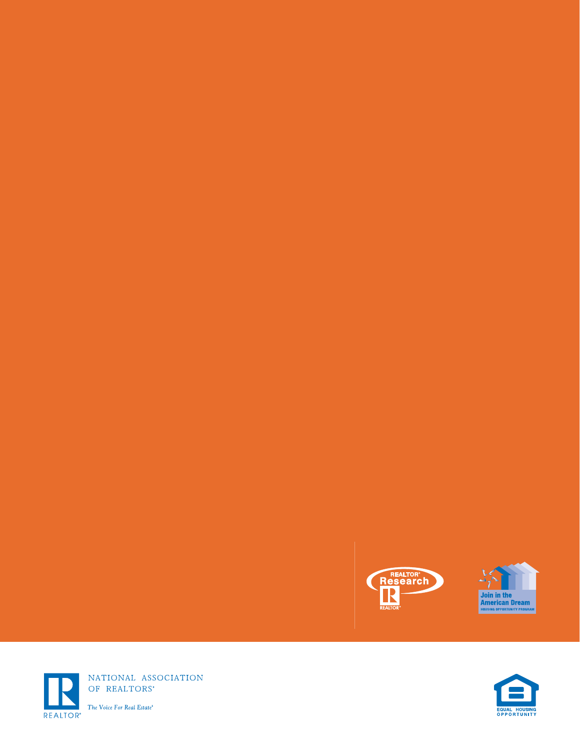REALTOR® Research

Join in the American Dream

HOUSING OPPORTUNITY PROGRAM

NATIONAL ASSOCIATION OF REALTORS®

The Voice For Real Estate®

REALTOR®

EQUAL HOUSING OPPORTUNITY